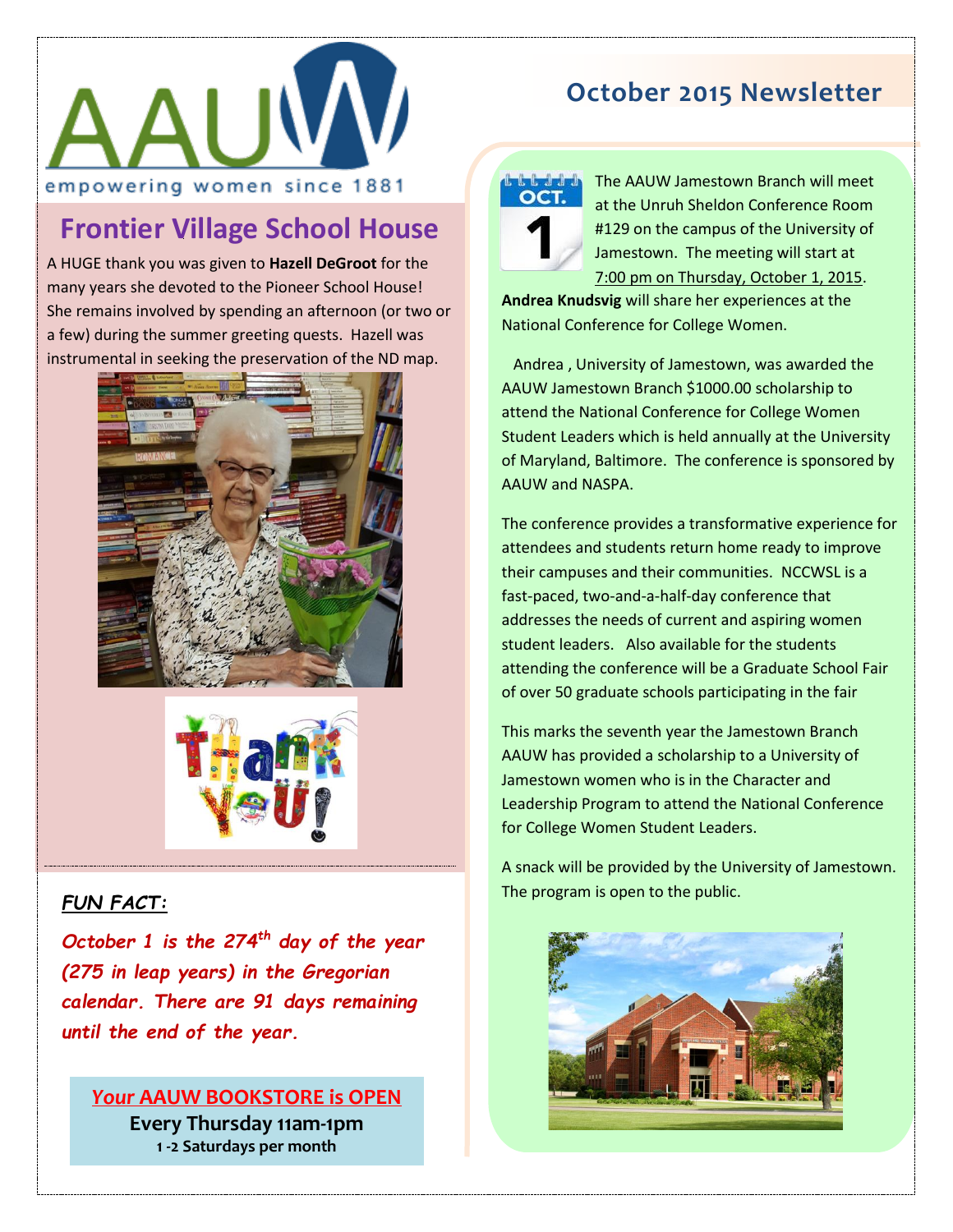AAUW

empowering women since 1881

# October 2015 Newsletter

## Frontier Village School House

A HUGE thank you was given to **Hazell DeGroot** for the many years she devoted to the Pioneer School House! She remains involved by spending an afternoon (or two or a few) during the summer greeting quests. Hazell was instrumental in seeking the preservation of the ND map.

***FUN FACT:***

***October 1 is the 274th day of the year (275 in leap years) in the Gregorian calendar. There are 91 days remaining until the end of the year.***

**Your AAUW BOOKSTORE is OPEN**

**Every Thursday 11am-1pm**

**1 -2 Saturdays per month**

The AAUW Jamestown Branch will meet at the Unruh Sheldon Conference Room #129 on the campus of the University of Jamestown. The meeting will start at 7:00 pm on Thursday, October 1, 2015. **Andrea Knudsvig** will share her experiences at the National Conference for College Women.

Andrea , University of Jamestown, was awarded the AAUW Jamestown Branch $1000.00 scholarship to attend the National Conference for College Women Student Leaders which is held annually at the University of Maryland, Baltimore. The conference is sponsored by AAUW and NASPA.

The conference provides a transformative experience for attendees and students return home ready to improve their campuses and their communities. NCCWSL is a fast-paced, two-and-a-half-day conference that addresses the needs of current and aspiring women student leaders. Also available for the students attending the conference will be a Graduate School Fair of over 50 graduate schools participating in the fair

This marks the seventh year the Jamestown Branch AAUW has provided a scholarship to a University of Jamestown women who is in the Character and Leadership Program to attend the National Conference for College Women Student Leaders.

A snack will be provided by the University of Jamestown. The program is open to the public.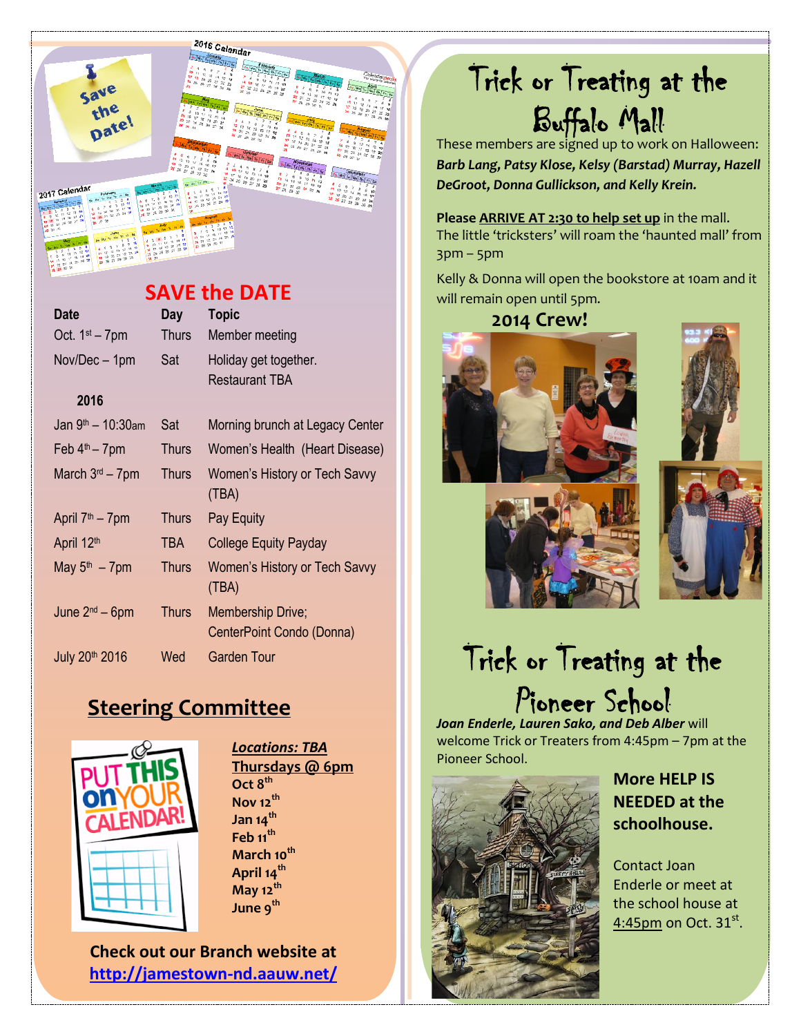## SAVE the DATE

| Date | Day | Topic |
|---|---|---|
| Oct. 1st – 7pm | Thurs | Member meeting |
| Nov/Dec – 1pm | Sat | Holiday get together. Restaurant TBA |
| **2016** | | |
| Jan 9th – 10:30am | Sat | Morning brunch at Legacy Center |
| Feb 4th – 7pm | Thurs | Women's Health (Heart Disease) |
| March 3rd – 7pm | Thurs | Women's History or Tech Savvy (TBA) |
| April 7th – 7pm | Thurs | Pay Equity |
| April 12th | TBA | College Equity Payday |
| May 5th – 7pm | Thurs | Women's History or Tech Savvy (TBA) |
| June 2nd – 6pm | Thurs | Membership Drive; CenterPoint Condo (Donna) |
| July 20th 2016 | Wed | Garden Tour |

## Steering Committee

***Locations: TBA***

**Thursdays @ 6pm**

**Oct 8th**
**Nov 12th**
**Jan 14th**
**Feb 11th**
**March 10th**
**April 14th**
**May 12th**
**June 9th**

**Check out our Branch website at http://jamestown-nd.aauw.net/**

# Trick or Treating at the Buffalo Mall

These members are signed up to work on Halloween: ***Barb Lang, Patsy Klose, Kelsy (Barstad) Murray, Hazell DeGroot, Donna Gullickson, and Kelly Krein.***

**Please ARRIVE AT 2:30 to help set up** in the mall. The little 'tricksters' will roam the 'haunted mall' from 3pm – 5pm

Kelly & Donna will open the bookstore at 10am and it will remain open until 5pm.

**2014 Crew!**

# Trick or Treating at the Pioneer School

***Joan Enderle, Lauren Sako, and Deb Alber*** will welcome Trick or Treaters from 4:45pm – 7pm at the Pioneer School.

**More HELP IS NEEDED at the schoolhouse.**

Contact Joan Enderle or meet at the school house at 4:45pm on Oct. 31st.